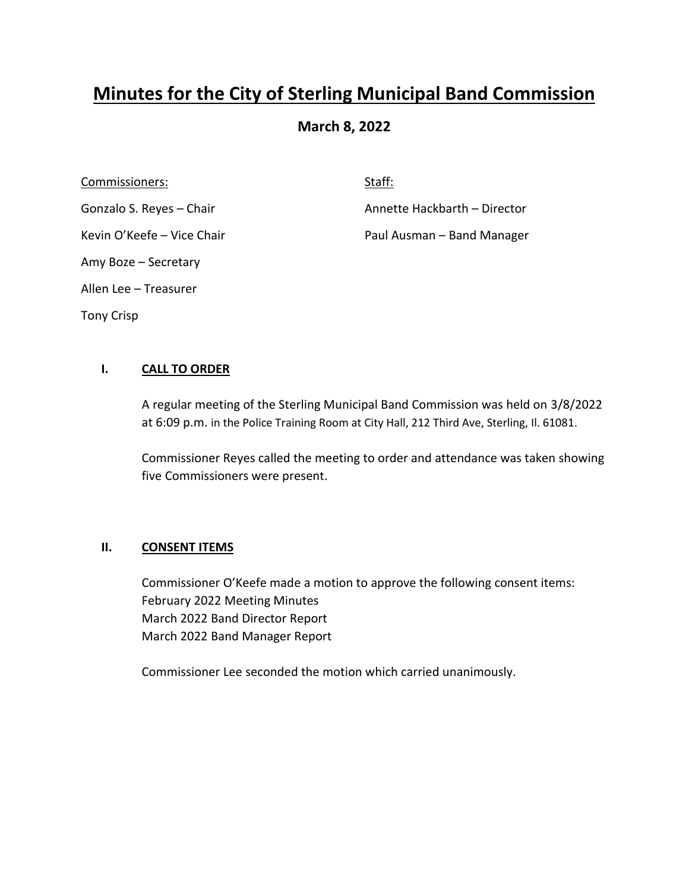# Minutes for the City of Sterling Municipal Band Commission

## March 8, 2022

Commissioners:

Gonzalo S. Reyes – Chair

Kevin O'Keefe – Vice Chair

Amy Boze – Secretary

Allen Lee – Treasurer

Tony Crisp

Staff:

Annette Hackbarth – Director

Paul Ausman – Band Manager

### I. CALL TO ORDER

A regular meeting of the Sterling Municipal Band Commission was held on 3/8/2022 at 6:09 p.m. in the Police Training Room at City Hall, 212 Third Ave, Sterling, Il. 61081.

Commissioner Reyes called the meeting to order and attendance was taken showing five Commissioners were present.

### II. CONSENT ITEMS

Commissioner O'Keefe made a motion to approve the following consent items:
February 2022 Meeting Minutes
March 2022 Band Director Report
March 2022 Band Manager Report

Commissioner Lee seconded the motion which carried unanimously.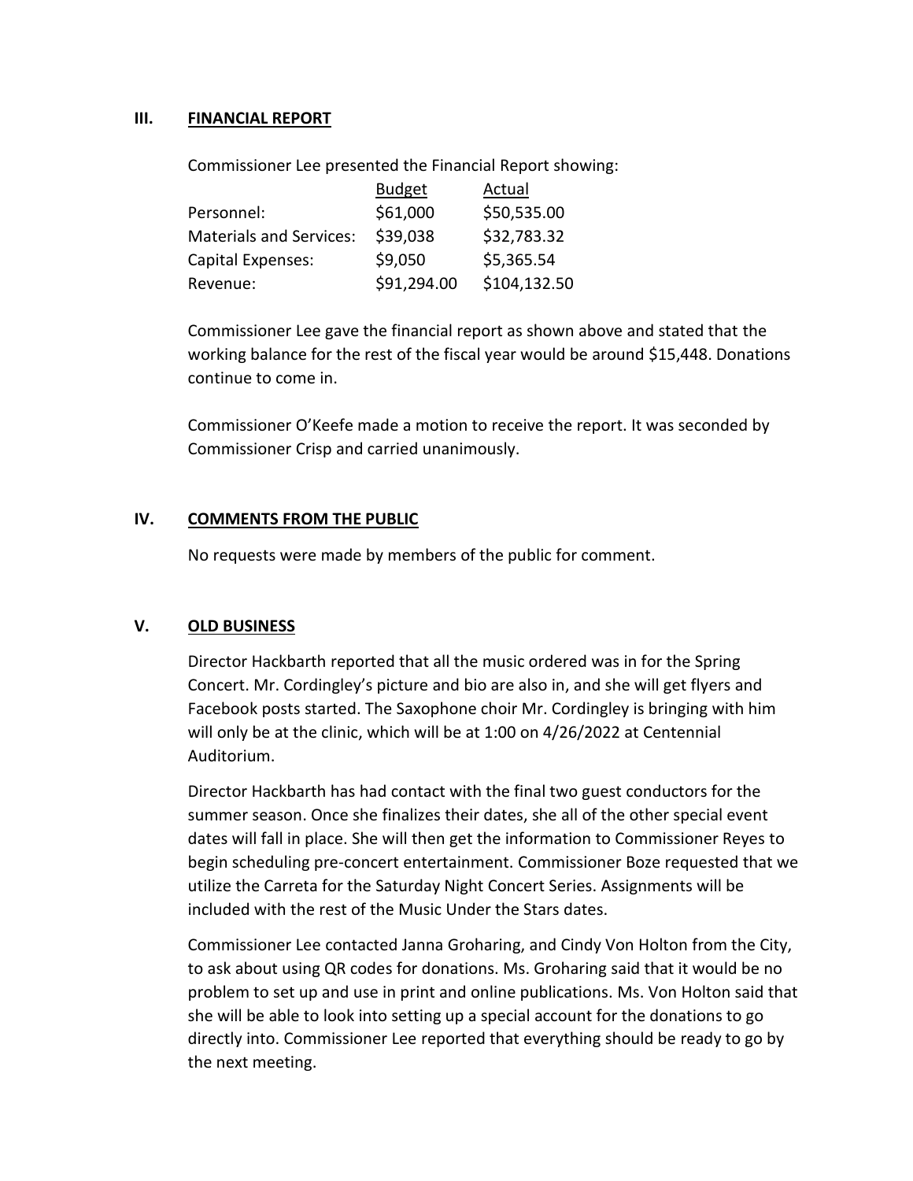## III. FINANCIAL REPORT

Commissioner Lee presented the Financial Report showing:

| | Budget | Actual |
|---|---|---|
| Personnel: | $61,000 | $50,535.00 |
| Materials and Services: | $39,038 | $32,783.32 |
| Capital Expenses: | $9,050 | $5,365.54 |
| Revenue: | $91,294.00 | $104,132.50 |

Commissioner Lee gave the financial report as shown above and stated that the working balance for the rest of the fiscal year would be around $15,448. Donations continue to come in.

Commissioner O'Keefe made a motion to receive the report. It was seconded by Commissioner Crisp and carried unanimously.

## IV. COMMENTS FROM THE PUBLIC

No requests were made by members of the public for comment.

## V. OLD BUSINESS

Director Hackbarth reported that all the music ordered was in for the Spring Concert. Mr. Cordingley's picture and bio are also in, and she will get flyers and Facebook posts started. The Saxophone choir Mr. Cordingley is bringing with him will only be at the clinic, which will be at 1:00 on 4/26/2022 at Centennial Auditorium.

Director Hackbarth has had contact with the final two guest conductors for the summer season. Once she finalizes their dates, she all of the other special event dates will fall in place. She will then get the information to Commissioner Reyes to begin scheduling pre-concert entertainment. Commissioner Boze requested that we utilize the Carreta for the Saturday Night Concert Series. Assignments will be included with the rest of the Music Under the Stars dates.

Commissioner Lee contacted Janna Groharing, and Cindy Von Holton from the City, to ask about using QR codes for donations. Ms. Groharing said that it would be no problem to set up and use in print and online publications. Ms. Von Holton said that she will be able to look into setting up a special account for the donations to go directly into. Commissioner Lee reported that everything should be ready to go by the next meeting.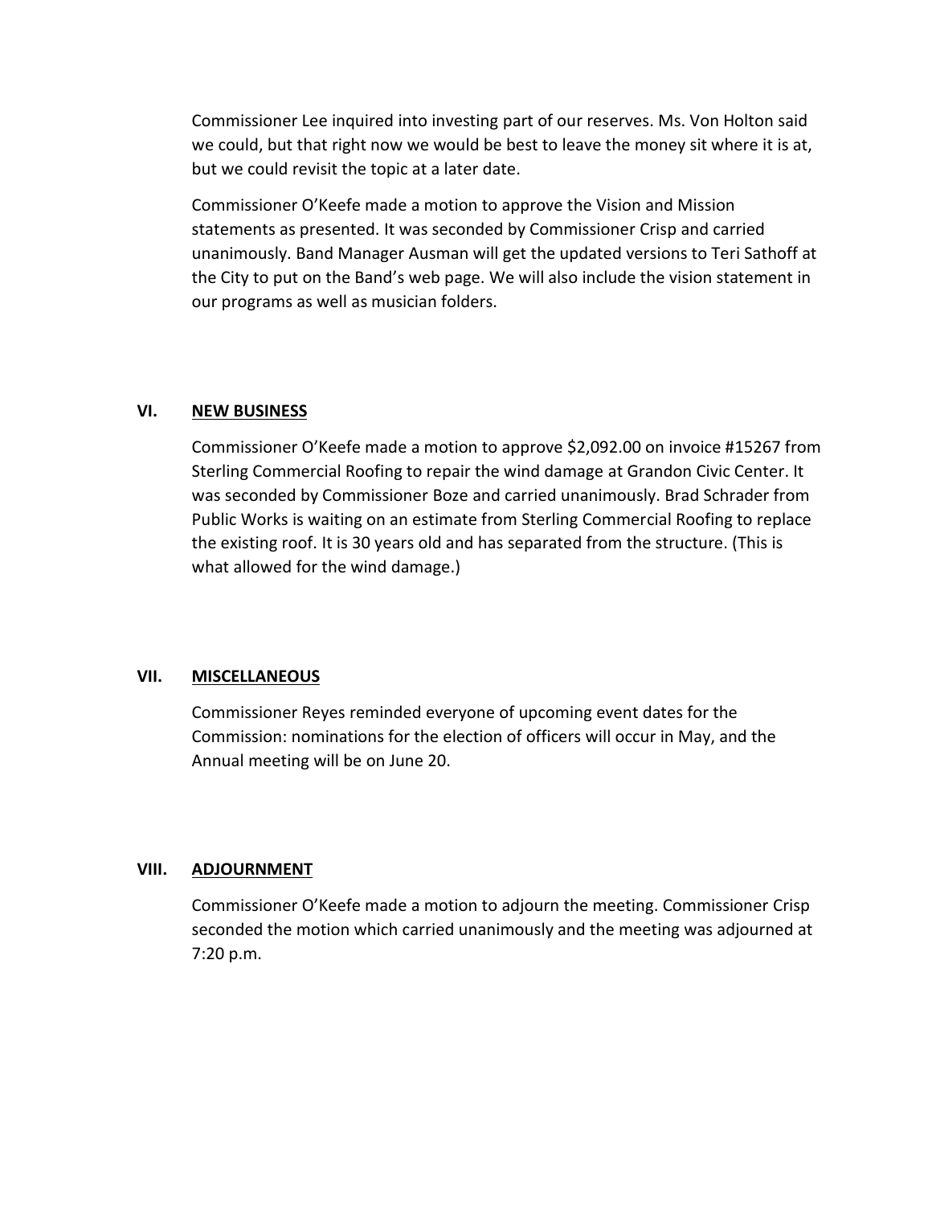Commissioner Lee inquired into investing part of our reserves. Ms. Von Holton said we could, but that right now we would be best to leave the money sit where it is at, but we could revisit the topic at a later date.

Commissioner O'Keefe made a motion to approve the Vision and Mission statements as presented. It was seconded by Commissioner Crisp and carried unanimously. Band Manager Ausman will get the updated versions to Teri Sathoff at the City to put on the Band's web page. We will also include the vision statement in our programs as well as musician folders.

## VI. NEW BUSINESS

Commissioner O'Keefe made a motion to approve $2,092.00 on invoice #15267 from Sterling Commercial Roofing to repair the wind damage at Grandon Civic Center. It was seconded by Commissioner Boze and carried unanimously. Brad Schrader from Public Works is waiting on an estimate from Sterling Commercial Roofing to replace the existing roof. It is 30 years old and has separated from the structure. (This is what allowed for the wind damage.)

## VII. MISCELLANEOUS

Commissioner Reyes reminded everyone of upcoming event dates for the Commission: nominations for the election of officers will occur in May, and the Annual meeting will be on June 20.

## VIII. ADJOURNMENT

Commissioner O'Keefe made a motion to adjourn the meeting. Commissioner Crisp seconded the motion which carried unanimously and the meeting was adjourned at 7:20 p.m.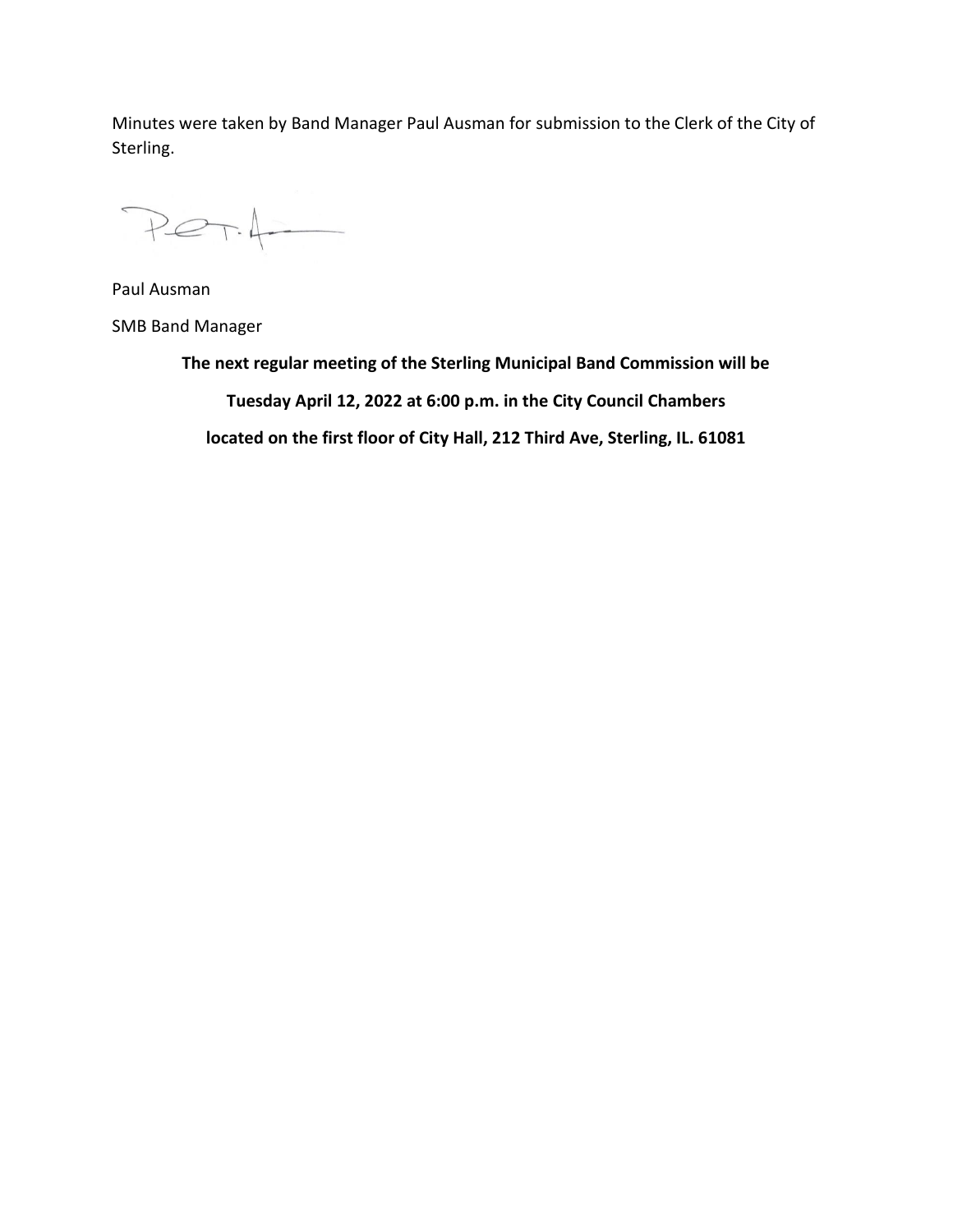Minutes were taken by Band Manager Paul Ausman for submission to the Clerk of the City of Sterling.

Paul Ausman

SMB Band Manager

**The next regular meeting of the Sterling Municipal Band Commission will be**

**Tuesday April 12, 2022 at 6:00 p.m. in the City Council Chambers**

**located on the first floor of City Hall, 212 Third Ave, Sterling, IL. 61081**